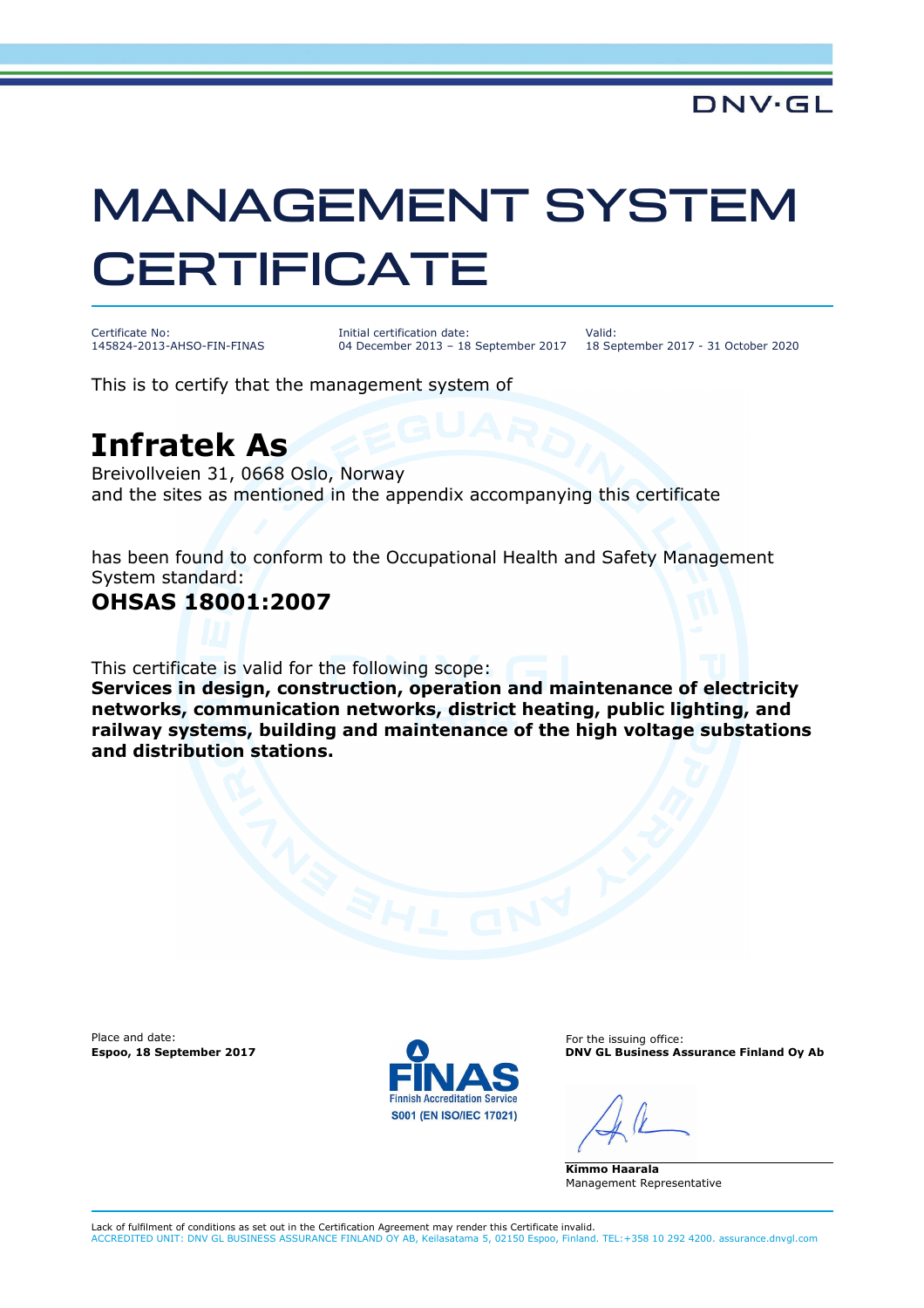DNV·GL

# MANAGEMENT SYSTEM CERTIFICATE

| Certificate No: | Initial certification date: | Valid: |
|---|---|---|
| 145824-2013-AHSO-FIN-FINAS | 04 December 2013 – 18 September 2017 | 18 September 2017 - 31 October 2020 |

This is to certify that the management system of

## Infratek As

Breivollveien 31, 0668 Oslo, Norway
and the sites as mentioned in the appendix accompanying this certificate

has been found to conform to the Occupational Health and Safety Management System standard:

**OHSAS 18001:2007**

This certificate is valid for the following scope:
**Services in design, construction, operation and maintenance of electricity networks, communication networks, district heating, public lighting, and railway systems, building and maintenance of the high voltage substations and distribution stations.**

Place and date:
**Espoo, 18 September 2017**

FINAS
Finnish Accreditation Service
S001 (EN ISO/IEC 17021)

For the issuing office:
**DNV GL Business Assurance Finland Oy Ab**

**Kimmo Haarala**
Management Representative

Lack of fulfilment of conditions as set out in the Certification Agreement may render this Certificate invalid.
ACCREDITED UNIT: DNV GL BUSINESS ASSURANCE FINLAND OY AB, Keilasatama 5, 02150 Espoo, Finland. TEL:+358 10 292 4200. assurance.dnvgl.com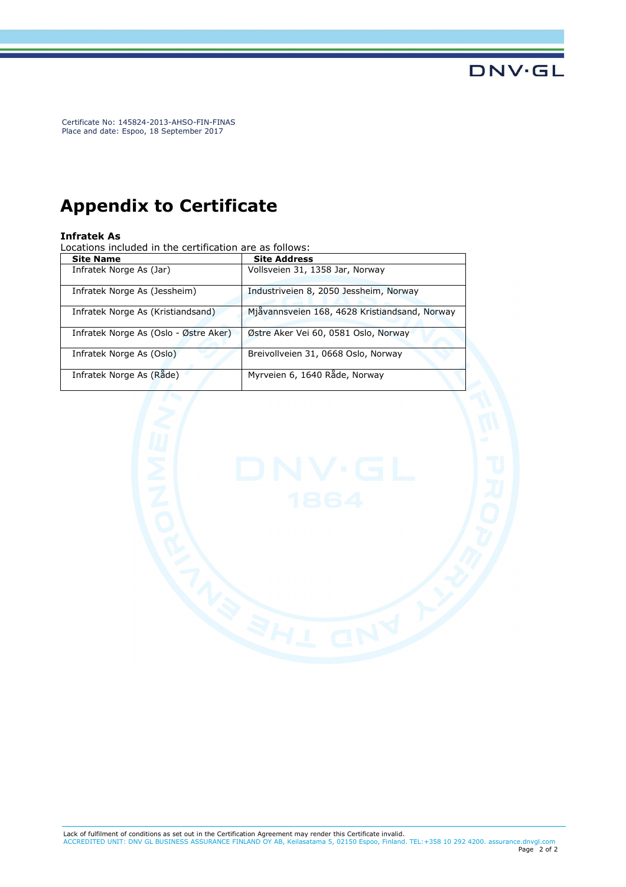Certificate No: 145824-2013-AHSO-FIN-FINAS
Place and date: Espoo, 18 September 2017

# Appendix to Certificate

**Infratek As**

Locations included in the certification are as follows:

| Site Name | Site Address |
|---|---|
| Infratek Norge As (Jar) | Vollsveien 31, 1358 Jar, Norway |
| Infratek Norge As (Jessheim) | Industriveien 8, 2050 Jessheim, Norway |
| Infratek Norge As (Kristiandsand) | Mjåvannsveien 168, 4628 Kristiandsand, Norway |
| Infratek Norge As (Oslo - Østre Aker) | Østre Aker Vei 60, 0581 Oslo, Norway |
| Infratek Norge As (Oslo) | Breivollveien 31, 0668 Oslo, Norway |
| Infratek Norge As (Råde) | Myrveien 6, 1640 Råde, Norway |

Lack of fulfilment of conditions as set out in the Certification Agreement may render this Certificate invalid.
ACCREDITED UNIT: DNV GL BUSINESS ASSURANCE FINLAND OY AB, Keilasatama 5, 02150 Espoo, Finland. TEL:+358 10 292 4200. assurance.dnvgl.com